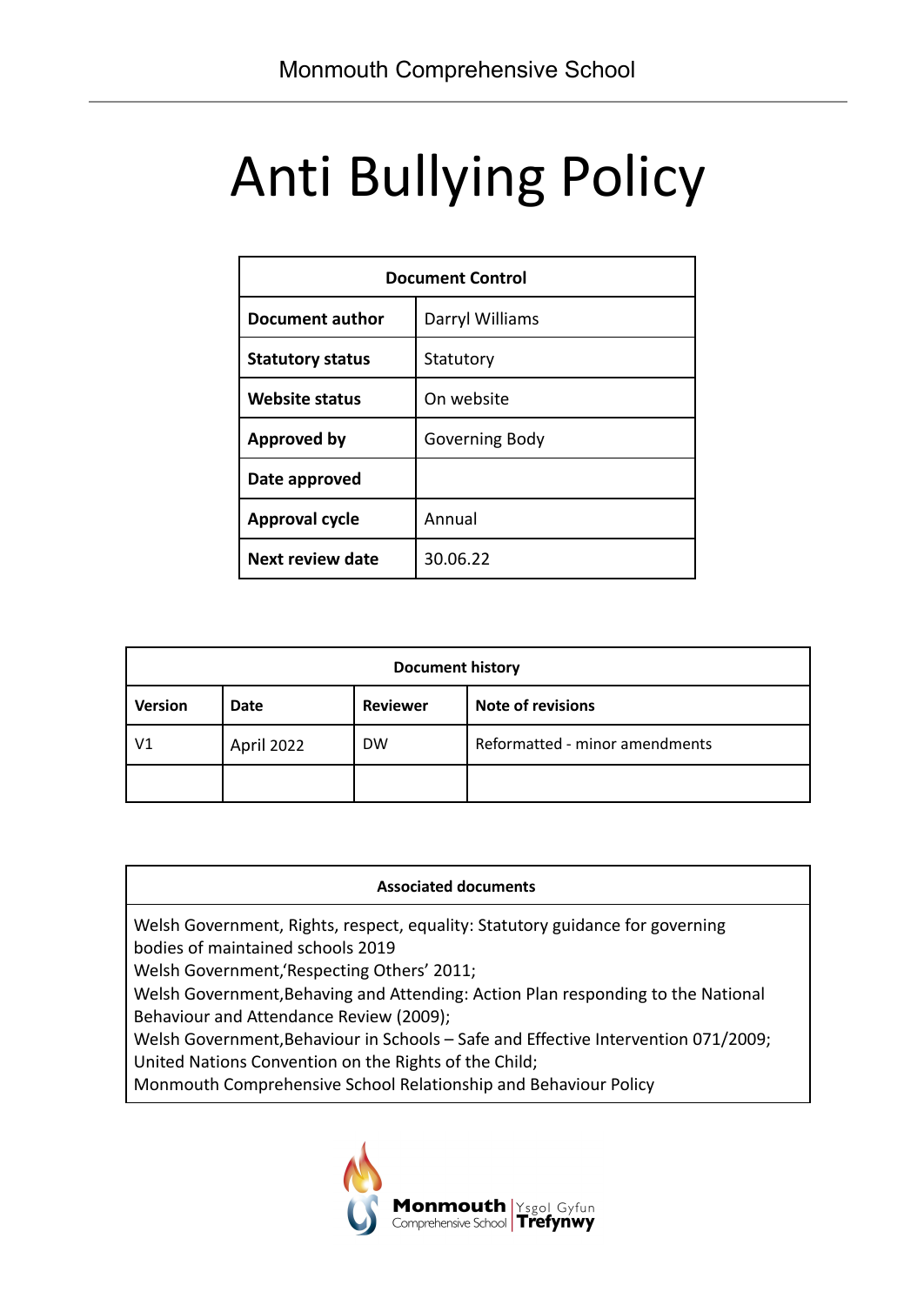Monmouth Comprehensive School

# Anti Bullying Policy

| Document Control | |
|---|---|
| **Document author** | Darryl Williams |
| **Statutory status** | Statutory |
| **Website status** | On website |
| **Approved by** | Governing Body |
| **Date approved** | |
| **Approval cycle** | Annual |
| **Next review date** | 30.06.22 |

| Document history | | | |
|---|---|---|---|
| **Version** | **Date** | **Reviewer** | **Note of revisions** |
| V1 | April 2022 | DW | Reformatted - minor amendments |
| | | | |

| Associated documents |
|---|
| Welsh Government, Rights, respect, equality: Statutory guidance for governing bodies of maintained schools 2019<br>Welsh Government,'Respecting Others' 2011;<br>Welsh Government,Behaving and Attending: Action Plan responding to the National Behaviour and Attendance Review (2009);<br>Welsh Government,Behaviour in Schools – Safe and Effective Intervention 071/2009;<br>United Nations Convention on the Rights of the Child;<br>Monmouth Comprehensive School Relationship and Behaviour Policy |

Monmouth Comprehensive School | Ysgol Gyfun Trefynwy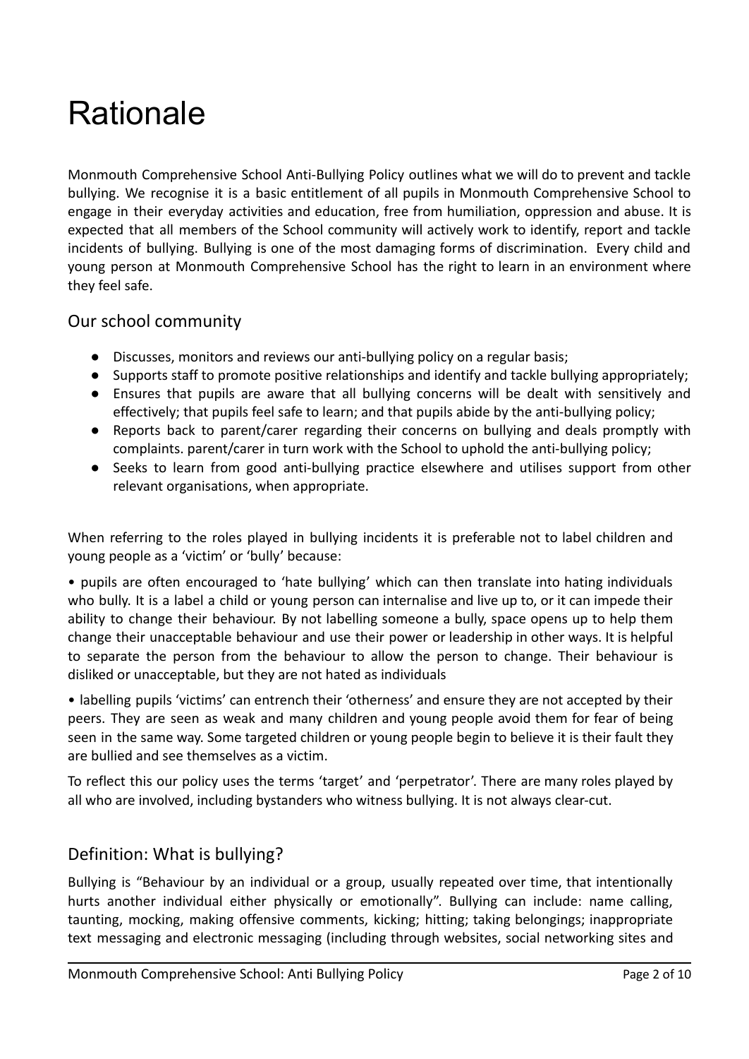# Rationale

Monmouth Comprehensive School Anti-Bullying Policy outlines what we will do to prevent and tackle bullying. We recognise it is a basic entitlement of all pupils in Monmouth Comprehensive School to engage in their everyday activities and education, free from humiliation, oppression and abuse. It is expected that all members of the School community will actively work to identify, report and tackle incidents of bullying. Bullying is one of the most damaging forms of discrimination. Every child and young person at Monmouth Comprehensive School has the right to learn in an environment where they feel safe.

## Our school community

- Discusses, monitors and reviews our anti-bullying policy on a regular basis;
- Supports staff to promote positive relationships and identify and tackle bullying appropriately;
- Ensures that pupils are aware that all bullying concerns will be dealt with sensitively and effectively; that pupils feel safe to learn; and that pupils abide by the anti-bullying policy;
- Reports back to parent/carer regarding their concerns on bullying and deals promptly with complaints. parent/carer in turn work with the School to uphold the anti-bullying policy;
- Seeks to learn from good anti-bullying practice elsewhere and utilises support from other relevant organisations, when appropriate.

When referring to the roles played in bullying incidents it is preferable not to label children and young people as a 'victim' or 'bully' because:

• pupils are often encouraged to 'hate bullying' which can then translate into hating individuals who bully. It is a label a child or young person can internalise and live up to, or it can impede their ability to change their behaviour. By not labelling someone a bully, space opens up to help them change their unacceptable behaviour and use their power or leadership in other ways. It is helpful to separate the person from the behaviour to allow the person to change. Their behaviour is disliked or unacceptable, but they are not hated as individuals

• labelling pupils 'victims' can entrench their 'otherness' and ensure they are not accepted by their peers. They are seen as weak and many children and young people avoid them for fear of being seen in the same way. Some targeted children or young people begin to believe it is their fault they are bullied and see themselves as a victim.

To reflect this our policy uses the terms 'target' and 'perpetrator'. There are many roles played by all who are involved, including bystanders who witness bullying. It is not always clear-cut.

## Definition: What is bullying?

Bullying is "Behaviour by an individual or a group, usually repeated over time, that intentionally hurts another individual either physically or emotionally". Bullying can include: name calling, taunting, mocking, making offensive comments, kicking; hitting; taking belongings; inappropriate text messaging and electronic messaging (including through websites, social networking sites and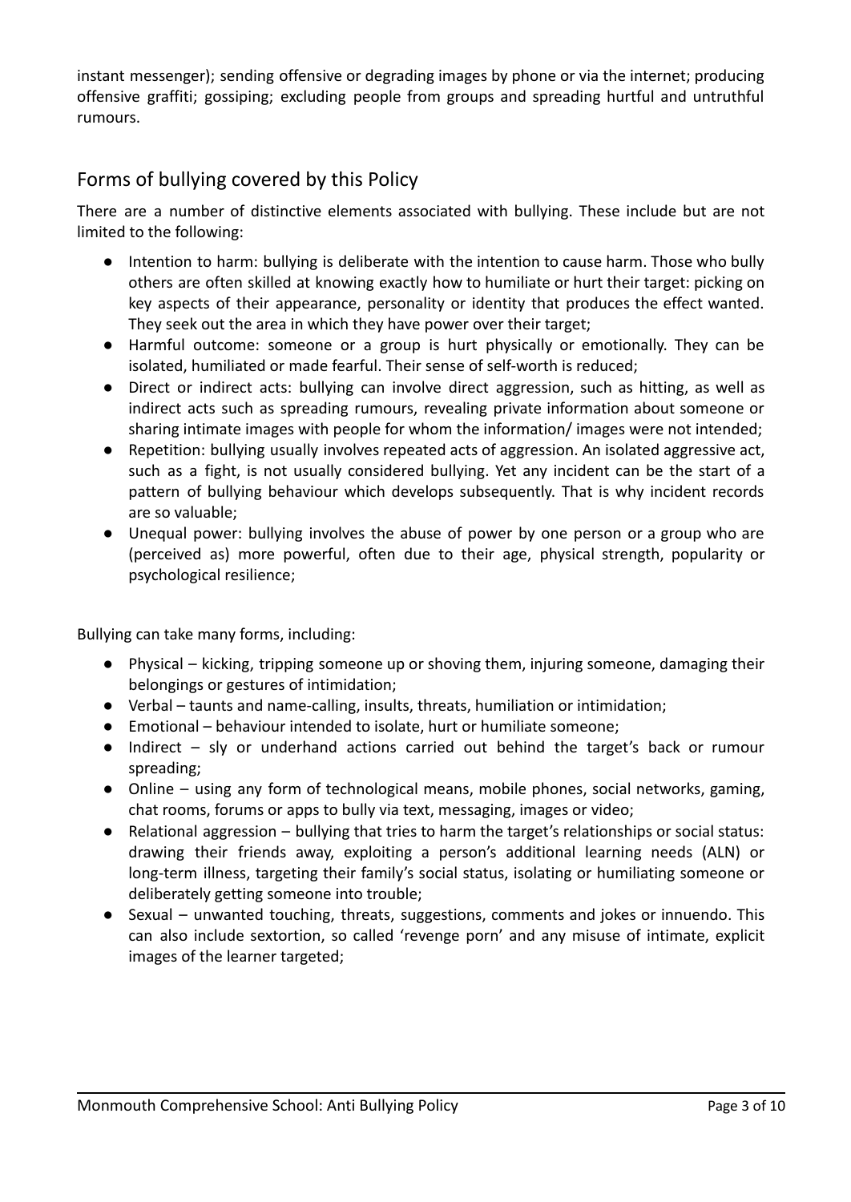instant messenger); sending offensive or degrading images by phone or via the internet; producing offensive graffiti; gossiping; excluding people from groups and spreading hurtful and untruthful rumours.

## Forms of bullying covered by this Policy

There are a number of distinctive elements associated with bullying. These include but are not limited to the following:

- Intention to harm: bullying is deliberate with the intention to cause harm. Those who bully others are often skilled at knowing exactly how to humiliate or hurt their target: picking on key aspects of their appearance, personality or identity that produces the effect wanted. They seek out the area in which they have power over their target;
- Harmful outcome: someone or a group is hurt physically or emotionally. They can be isolated, humiliated or made fearful. Their sense of self-worth is reduced;
- Direct or indirect acts: bullying can involve direct aggression, such as hitting, as well as indirect acts such as spreading rumours, revealing private information about someone or sharing intimate images with people for whom the information/ images were not intended;
- Repetition: bullying usually involves repeated acts of aggression. An isolated aggressive act, such as a fight, is not usually considered bullying. Yet any incident can be the start of a pattern of bullying behaviour which develops subsequently. That is why incident records are so valuable;
- Unequal power: bullying involves the abuse of power by one person or a group who are (perceived as) more powerful, often due to their age, physical strength, popularity or psychological resilience;

Bullying can take many forms, including:

- Physical – kicking, tripping someone up or shoving them, injuring someone, damaging their belongings or gestures of intimidation;
- Verbal – taunts and name-calling, insults, threats, humiliation or intimidation;
- Emotional – behaviour intended to isolate, hurt or humiliate someone;
- Indirect – sly or underhand actions carried out behind the target's back or rumour spreading;
- Online – using any form of technological means, mobile phones, social networks, gaming, chat rooms, forums or apps to bully via text, messaging, images or video;
- Relational aggression – bullying that tries to harm the target's relationships or social status: drawing their friends away, exploiting a person's additional learning needs (ALN) or long-term illness, targeting their family's social status, isolating or humiliating someone or deliberately getting someone into trouble;
- Sexual – unwanted touching, threats, suggestions, comments and jokes or innuendo. This can also include sextortion, so called 'revenge porn' and any misuse of intimate, explicit images of the learner targeted;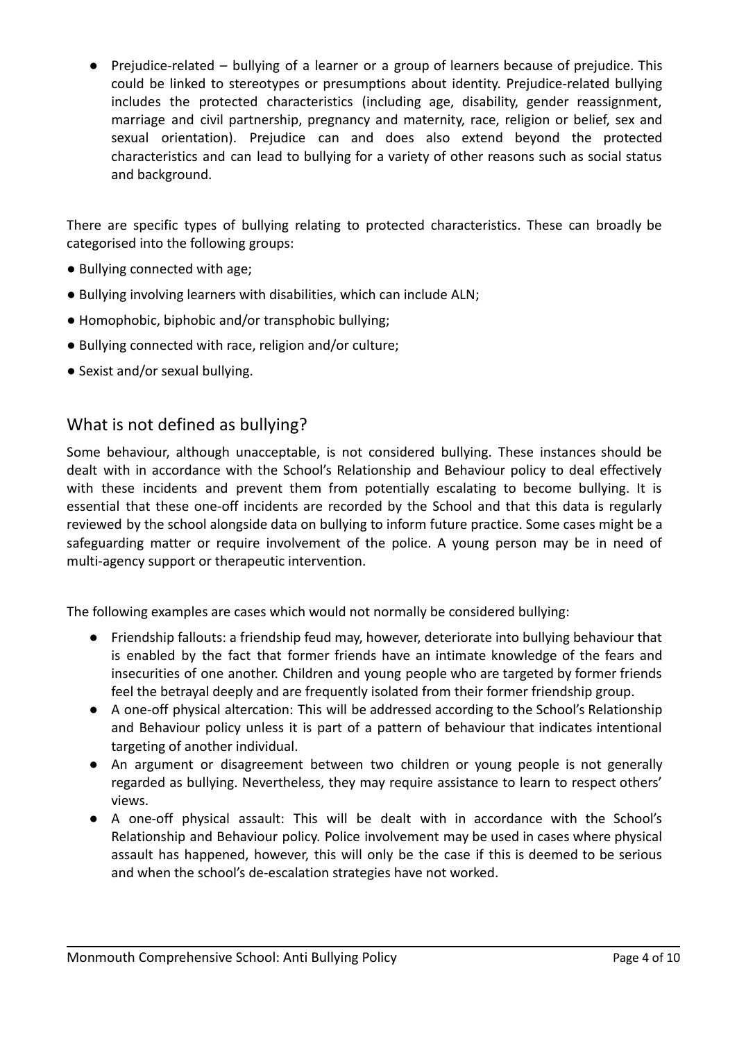- Prejudice-related – bullying of a learner or a group of learners because of prejudice. This could be linked to stereotypes or presumptions about identity. Prejudice-related bullying includes the protected characteristics (including age, disability, gender reassignment, marriage and civil partnership, pregnancy and maternity, race, religion or belief, sex and sexual orientation). Prejudice can and does also extend beyond the protected characteristics and can lead to bullying for a variety of other reasons such as social status and background.

There are specific types of bullying relating to protected characteristics. These can broadly be categorised into the following groups:

- Bullying connected with age;
- Bullying involving learners with disabilities, which can include ALN;
- Homophobic, biphobic and/or transphobic bullying;
- Bullying connected with race, religion and/or culture;
- Sexist and/or sexual bullying.

## What is not defined as bullying?

Some behaviour, although unacceptable, is not considered bullying. These instances should be dealt with in accordance with the School's Relationship and Behaviour policy to deal effectively with these incidents and prevent them from potentially escalating to become bullying. It is essential that these one-off incidents are recorded by the School and that this data is regularly reviewed by the school alongside data on bullying to inform future practice. Some cases might be a safeguarding matter or require involvement of the police. A young person may be in need of multi-agency support or therapeutic intervention.

The following examples are cases which would not normally be considered bullying:

- Friendship fallouts: a friendship feud may, however, deteriorate into bullying behaviour that is enabled by the fact that former friends have an intimate knowledge of the fears and insecurities of one another. Children and young people who are targeted by former friends feel the betrayal deeply and are frequently isolated from their former friendship group.
- A one-off physical altercation: This will be addressed according to the School's Relationship and Behaviour policy unless it is part of a pattern of behaviour that indicates intentional targeting of another individual.
- An argument or disagreement between two children or young people is not generally regarded as bullying. Nevertheless, they may require assistance to learn to respect others' views.
- A one-off physical assault: This will be dealt with in accordance with the School's Relationship and Behaviour policy. Police involvement may be used in cases where physical assault has happened, however, this will only be the case if this is deemed to be serious and when the school's de-escalation strategies have not worked.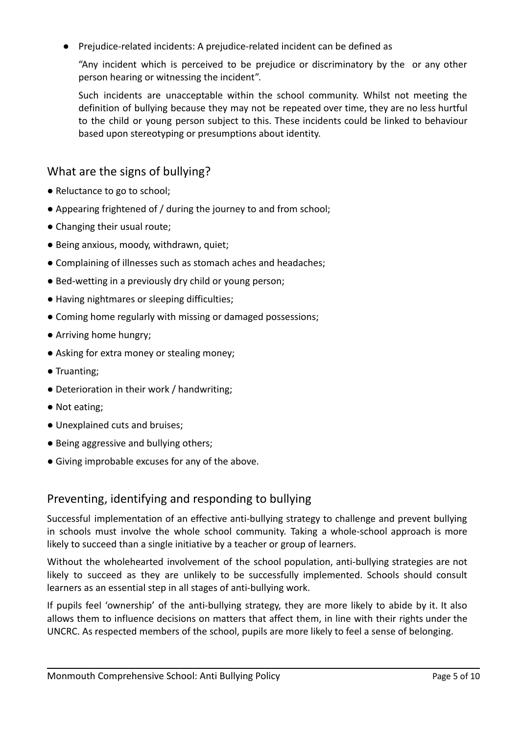- Prejudice-related incidents: A prejudice-related incident can be defined as

  "Any incident which is perceived to be prejudice or discriminatory by the  or any other person hearing or witnessing the incident".

  Such incidents are unacceptable within the school community. Whilst not meeting the definition of bullying because they may not be repeated over time, they are no less hurtful to the child or young person subject to this. These incidents could be linked to behaviour based upon stereotyping or presumptions about identity.

## What are the signs of bullying?

- Reluctance to go to school;
- Appearing frightened of / during the journey to and from school;
- Changing their usual route;
- Being anxious, moody, withdrawn, quiet;
- Complaining of illnesses such as stomach aches and headaches;
- Bed-wetting in a previously dry child or young person;
- Having nightmares or sleeping difficulties;
- Coming home regularly with missing or damaged possessions;
- Arriving home hungry;
- Asking for extra money or stealing money;
- Truanting;
- Deterioration in their work / handwriting;
- Not eating;
- Unexplained cuts and bruises;
- Being aggressive and bullying others;
- Giving improbable excuses for any of the above.

## Preventing, identifying and responding to bullying

Successful implementation of an effective anti-bullying strategy to challenge and prevent bullying in schools must involve the whole school community. Taking a whole-school approach is more likely to succeed than a single initiative by a teacher or group of learners.

Without the wholehearted involvement of the school population, anti-bullying strategies are not likely to succeed as they are unlikely to be successfully implemented. Schools should consult learners as an essential step in all stages of anti-bullying work.

If pupils feel 'ownership' of the anti-bullying strategy, they are more likely to abide by it. It also allows them to influence decisions on matters that affect them, in line with their rights under the UNCRC. As respected members of the school, pupils are more likely to feel a sense of belonging.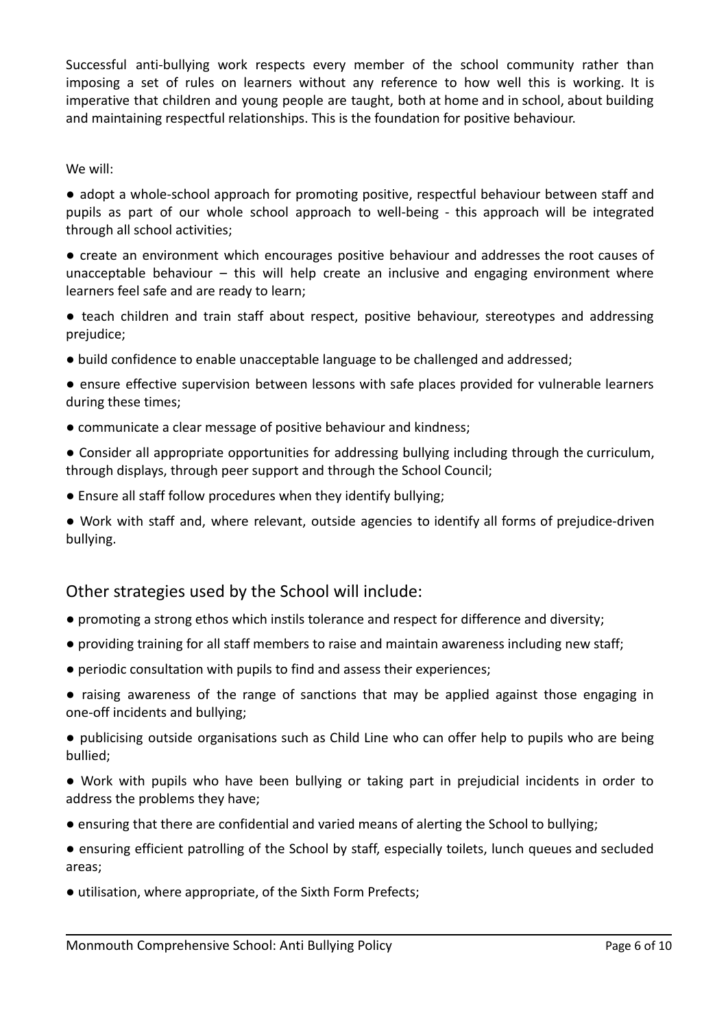Successful anti-bullying work respects every member of the school community rather than imposing a set of rules on learners without any reference to how well this is working. It is imperative that children and young people are taught, both at home and in school, about building and maintaining respectful relationships. This is the foundation for positive behaviour.

We will:

- adopt a whole-school approach for promoting positive, respectful behaviour between staff and pupils as part of our whole school approach to well-being - this approach will be integrated through all school activities;
- create an environment which encourages positive behaviour and addresses the root causes of unacceptable behaviour – this will help create an inclusive and engaging environment where learners feel safe and are ready to learn;
- teach children and train staff about respect, positive behaviour, stereotypes and addressing prejudice;
- build confidence to enable unacceptable language to be challenged and addressed;
- ensure effective supervision between lessons with safe places provided for vulnerable learners during these times;
- communicate a clear message of positive behaviour and kindness;
- Consider all appropriate opportunities for addressing bullying including through the curriculum, through displays, through peer support and through the School Council;
- Ensure all staff follow procedures when they identify bullying;
- Work with staff and, where relevant, outside agencies to identify all forms of prejudice-driven bullying.

## Other strategies used by the School will include:

- promoting a strong ethos which instils tolerance and respect for difference and diversity;
- providing training for all staff members to raise and maintain awareness including new staff;
- periodic consultation with pupils to find and assess their experiences;
- raising awareness of the range of sanctions that may be applied against those engaging in one-off incidents and bullying;
- publicising outside organisations such as Child Line who can offer help to pupils who are being bullied;
- Work with pupils who have been bullying or taking part in prejudicial incidents in order to address the problems they have;
- ensuring that there are confidential and varied means of alerting the School to bullying;
- ensuring efficient patrolling of the School by staff, especially toilets, lunch queues and secluded areas;
- utilisation, where appropriate, of the Sixth Form Prefects;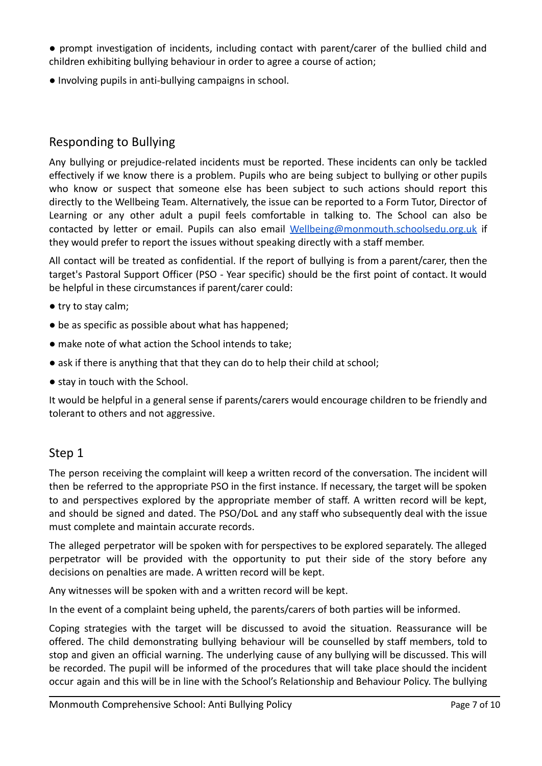- prompt investigation of incidents, including contact with parent/carer of the bullied child and children exhibiting bullying behaviour in order to agree a course of action;
- Involving pupils in anti-bullying campaigns in school.

## Responding to Bullying

Any bullying or prejudice-related incidents must be reported. These incidents can only be tackled effectively if we know there is a problem. Pupils who are being subject to bullying or other pupils who know or suspect that someone else has been subject to such actions should report this directly to the Wellbeing Team. Alternatively, the issue can be reported to a Form Tutor, Director of Learning or any other adult a pupil feels comfortable in talking to. The School can also be contacted by letter or email. Pupils can also email [Wellbeing@monmouth.schoolsedu.org.uk](mailto:Wellbeing@monmouth.schoolsedu.org.uk) if they would prefer to report the issues without speaking directly with a staff member.

All contact will be treated as confidential. If the report of bullying is from a parent/carer, then the target's Pastoral Support Officer (PSO - Year specific) should be the first point of contact. It would be helpful in these circumstances if parent/carer could:

- try to stay calm;
- be as specific as possible about what has happened;
- make note of what action the School intends to take;
- ask if there is anything that that they can do to help their child at school;
- stay in touch with the School.

It would be helpful in a general sense if parents/carers would encourage children to be friendly and tolerant to others and not aggressive.

## Step 1

The person receiving the complaint will keep a written record of the conversation. The incident will then be referred to the appropriate PSO in the first instance. If necessary, the target will be spoken to and perspectives explored by the appropriate member of staff. A written record will be kept, and should be signed and dated. The PSO/DoL and any staff who subsequently deal with the issue must complete and maintain accurate records.

The alleged perpetrator will be spoken with for perspectives to be explored separately. The alleged perpetrator will be provided with the opportunity to put their side of the story before any decisions on penalties are made. A written record will be kept.

Any witnesses will be spoken with and a written record will be kept.

In the event of a complaint being upheld, the parents/carers of both parties will be informed.

Coping strategies with the target will be discussed to avoid the situation. Reassurance will be offered. The child demonstrating bullying behaviour will be counselled by staff members, told to stop and given an official warning. The underlying cause of any bullying will be discussed. This will be recorded. The pupil will be informed of the procedures that will take place should the incident occur again and this will be in line with the School's Relationship and Behaviour Policy. The bullying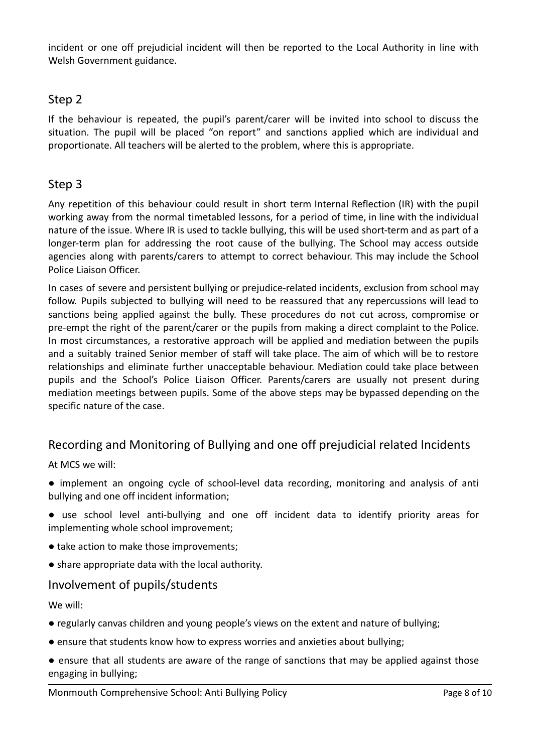incident or one off prejudicial incident will then be reported to the Local Authority in line with Welsh Government guidance.

## Step 2

If the behaviour is repeated, the pupil's parent/carer will be invited into school to discuss the situation. The pupil will be placed "on report" and sanctions applied which are individual and proportionate. All teachers will be alerted to the problem, where this is appropriate.

## Step 3

Any repetition of this behaviour could result in short term Internal Reflection (IR) with the pupil working away from the normal timetabled lessons, for a period of time, in line with the individual nature of the issue. Where IR is used to tackle bullying, this will be used short-term and as part of a longer-term plan for addressing the root cause of the bullying. The School may access outside agencies along with parents/carers to attempt to correct behaviour. This may include the School Police Liaison Officer.

In cases of severe and persistent bullying or prejudice-related incidents, exclusion from school may follow. Pupils subjected to bullying will need to be reassured that any repercussions will lead to sanctions being applied against the bully. These procedures do not cut across, compromise or pre-empt the right of the parent/carer or the pupils from making a direct complaint to the Police. In most circumstances, a restorative approach will be applied and mediation between the pupils and a suitably trained Senior member of staff will take place. The aim of which will be to restore relationships and eliminate further unacceptable behaviour. Mediation could take place between pupils and the School's Police Liaison Officer. Parents/carers are usually not present during mediation meetings between pupils. Some of the above steps may be bypassed depending on the specific nature of the case.

## Recording and Monitoring of Bullying and one off prejudicial related Incidents

At MCS we will:

- implement an ongoing cycle of school-level data recording, monitoring and analysis of anti bullying and one off incident information;
- use school level anti-bullying and one off incident data to identify priority areas for implementing whole school improvement;
- take action to make those improvements;
- share appropriate data with the local authority.

## Involvement of pupils/students

We will:

- regularly canvas children and young people's views on the extent and nature of bullying;
- ensure that students know how to express worries and anxieties about bullying;
- ensure that all students are aware of the range of sanctions that may be applied against those engaging in bullying;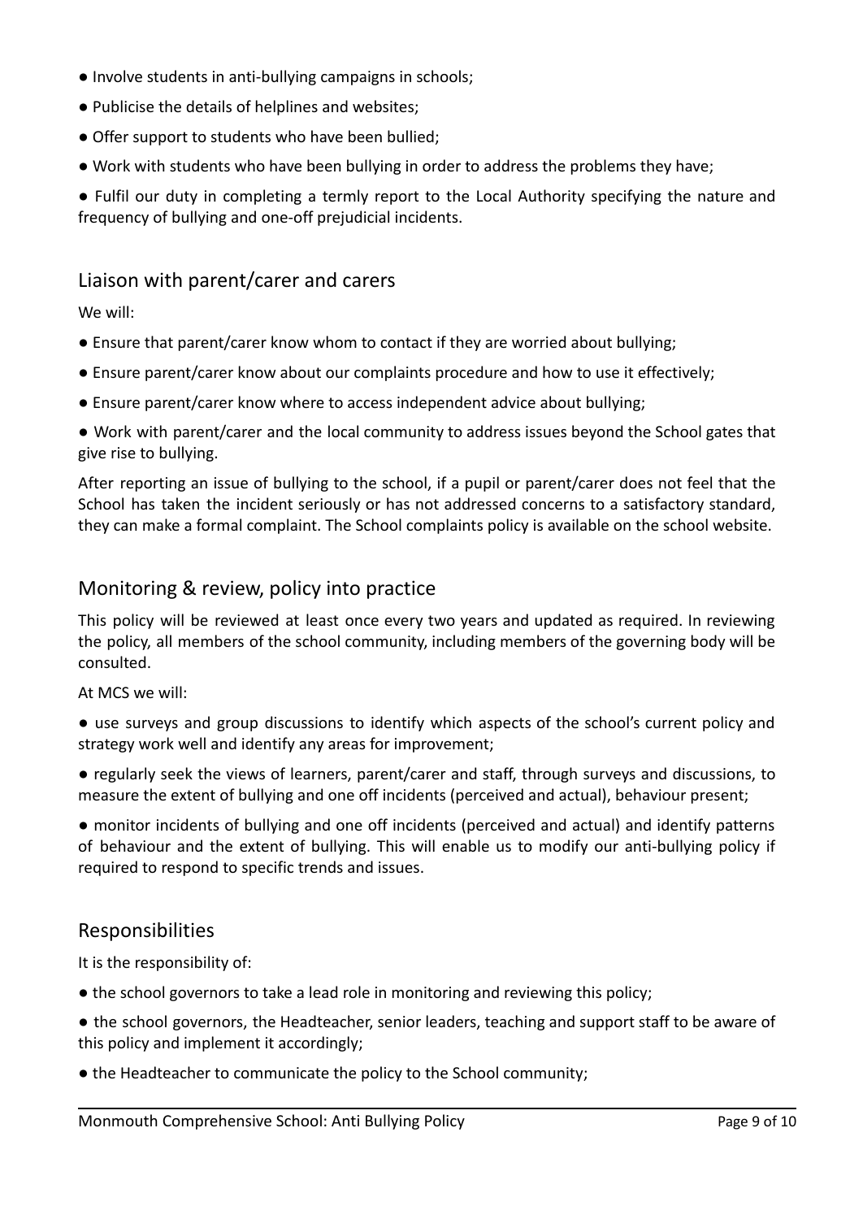- Involve students in anti-bullying campaigns in schools;
- Publicise the details of helplines and websites;
- Offer support to students who have been bullied;
- Work with students who have been bullying in order to address the problems they have;
- Fulfil our duty in completing a termly report to the Local Authority specifying the nature and frequency of bullying and one-off prejudicial incidents.

## Liaison with parent/carer and carers

We will:

- Ensure that parent/carer know whom to contact if they are worried about bullying;
- Ensure parent/carer know about our complaints procedure and how to use it effectively;
- Ensure parent/carer know where to access independent advice about bullying;
- Work with parent/carer and the local community to address issues beyond the School gates that give rise to bullying.

After reporting an issue of bullying to the school, if a pupil or parent/carer does not feel that the School has taken the incident seriously or has not addressed concerns to a satisfactory standard, they can make a formal complaint. The School complaints policy is available on the school website.

## Monitoring & review, policy into practice

This policy will be reviewed at least once every two years and updated as required. In reviewing the policy, all members of the school community, including members of the governing body will be consulted.

At MCS we will:

- use surveys and group discussions to identify which aspects of the school's current policy and strategy work well and identify any areas for improvement;
- regularly seek the views of learners, parent/carer and staff, through surveys and discussions, to measure the extent of bullying and one off incidents (perceived and actual), behaviour present;
- monitor incidents of bullying and one off incidents (perceived and actual) and identify patterns of behaviour and the extent of bullying. This will enable us to modify our anti-bullying policy if required to respond to specific trends and issues.

## Responsibilities

It is the responsibility of:

- the school governors to take a lead role in monitoring and reviewing this policy;
- the school governors, the Headteacher, senior leaders, teaching and support staff to be aware of this policy and implement it accordingly;
- the Headteacher to communicate the policy to the School community;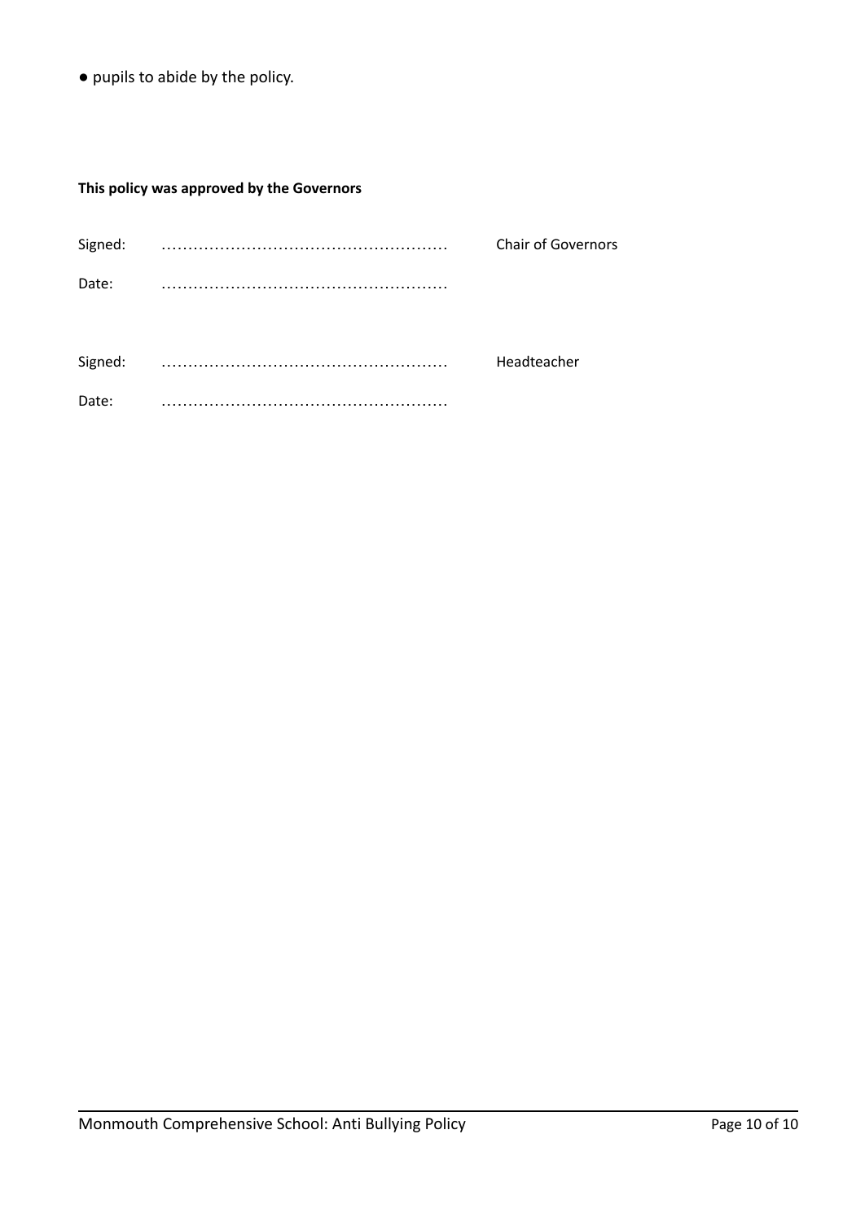- pupils to abide by the policy.

**This policy was approved by the Governors**

Signed: ……………………………………………… Chair of Governors

Date: ………………………………………………

Signed: ……………………………………………… Headteacher

Date: ………………………………………………